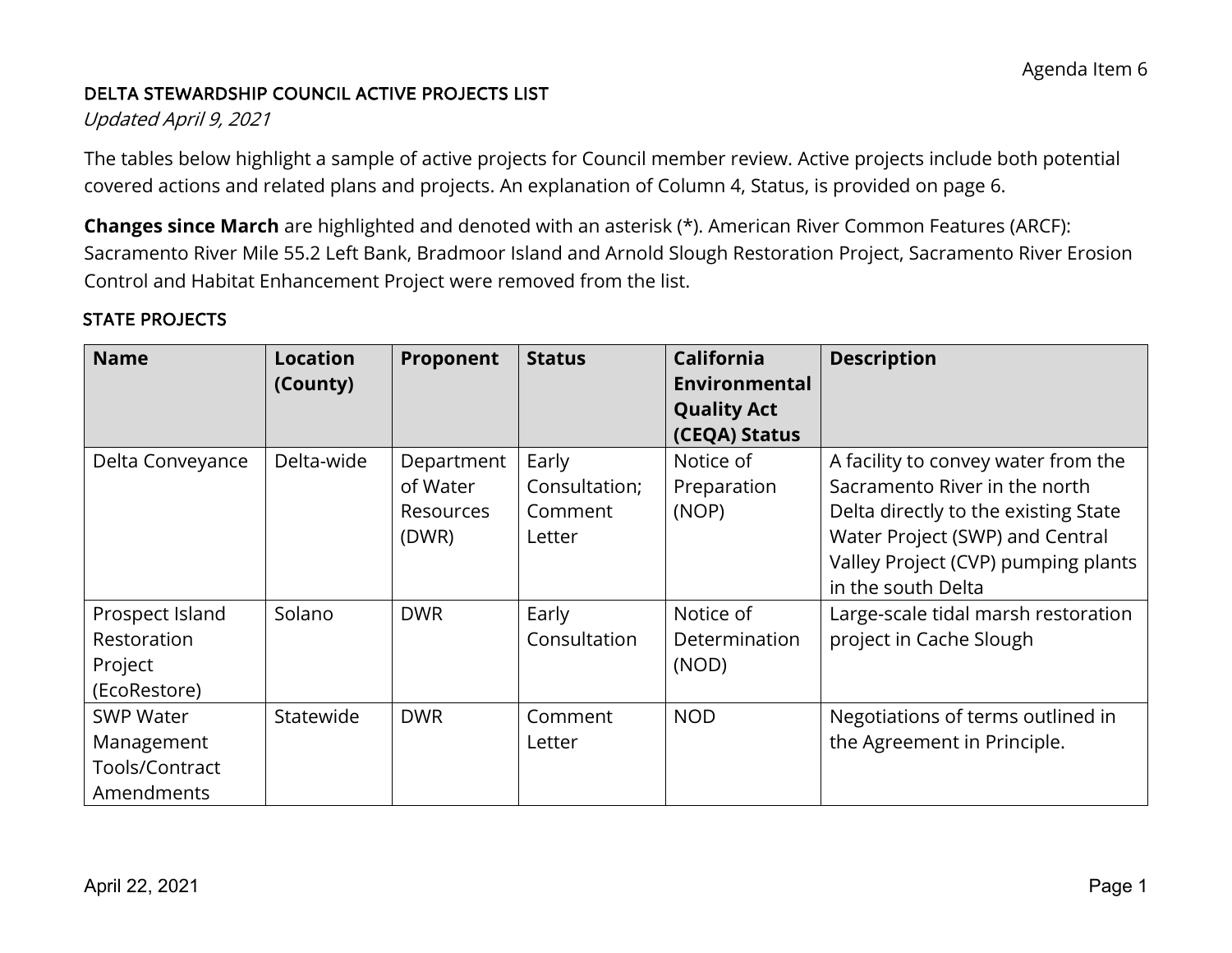Agenda Item 6

## DELTA STEWARDSHIP COUNCIL ACTIVE PROJECTS LIST

*Updated April 9, 2021*

The tables below highlight a sample of active projects for Council member review. Active projects include both potential covered actions and related plans and projects. An explanation of Column 4, Status, is provided on page 6.

**Changes since March** are highlighted and denoted with an asterisk (*). American River Common Features (ARCF): Sacramento River Mile 55.2 Left Bank, Bradmoor Island and Arnold Slough Restoration Project, Sacramento River Erosion Control and Habitat Enhancement Project were removed from the list.

### STATE PROJECTS

| Name | Location (County) | Proponent | Status | California Environmental Quality Act (CEQA) Status | Description |
|---|---|---|---|---|---|
| Delta Conveyance | Delta-wide | Department of Water Resources (DWR) | Early Consultation; Comment Letter | Notice of Preparation (NOP) | A facility to convey water from the Sacramento River in the north Delta directly to the existing State Water Project (SWP) and Central Valley Project (CVP) pumping plants in the south Delta |
| Prospect Island Restoration Project (EcoRestore) | Solano | DWR | Early Consultation | Notice of Determination (NOD) | Large-scale tidal marsh restoration project in Cache Slough |
| SWP Water Management Tools/Contract Amendments | Statewide | DWR | Comment Letter | NOD | Negotiations of terms outlined in the Agreement in Principle. |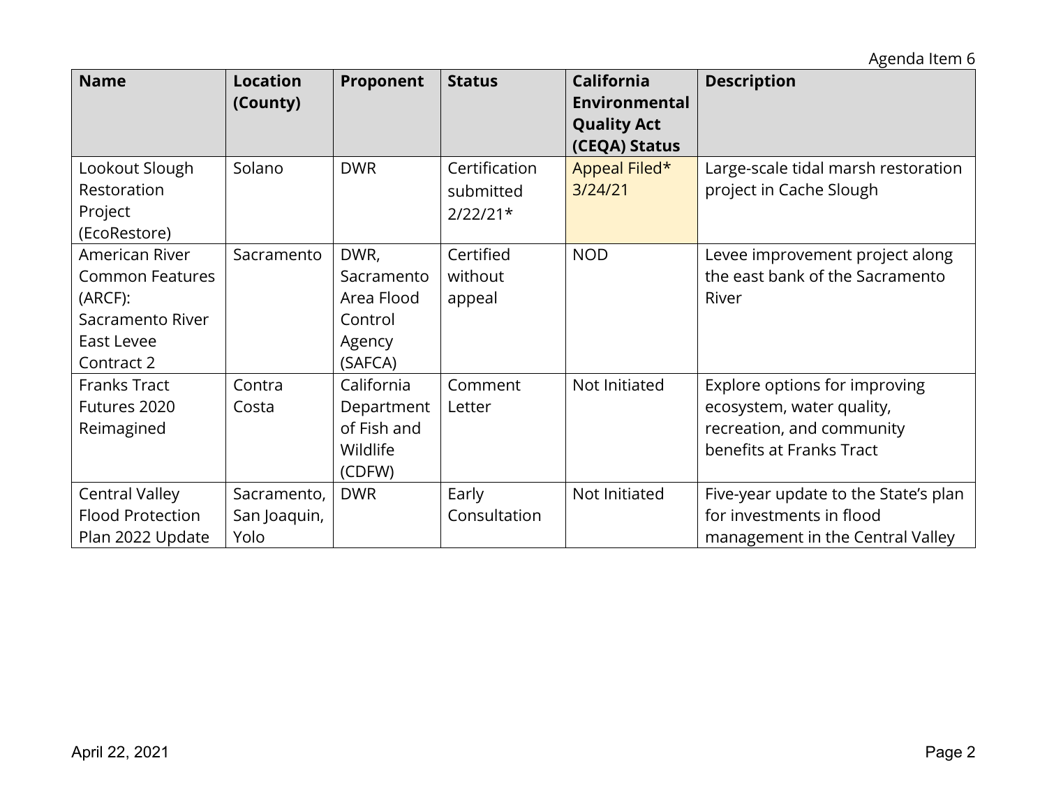| Name | Location (County) | Proponent | Status | California Environmental Quality Act (CEQA) Status | Description |
|---|---|---|---|---|---|
| Lookout Slough Restoration Project (EcoRestore) | Solano | DWR | Certification submitted 2/22/21* | Appeal Filed* 3/24/21 | Large-scale tidal marsh restoration project in Cache Slough |
| American River Common Features (ARCF): Sacramento River East Levee Contract 2 | Sacramento | DWR, Sacramento Area Flood Control Agency (SAFCA) | Certified without appeal | NOD | Levee improvement project along the east bank of the Sacramento River |
| Franks Tract Futures 2020 Reimagined | Contra Costa | California Department of Fish and Wildlife (CDFW) | Comment Letter | Not Initiated | Explore options for improving ecosystem, water quality, recreation, and community benefits at Franks Tract |
| Central Valley Flood Protection Plan 2022 Update | Sacramento, San Joaquin, Yolo | DWR | Early Consultation | Not Initiated | Five-year update to the State's plan for investments in flood management in the Central Valley |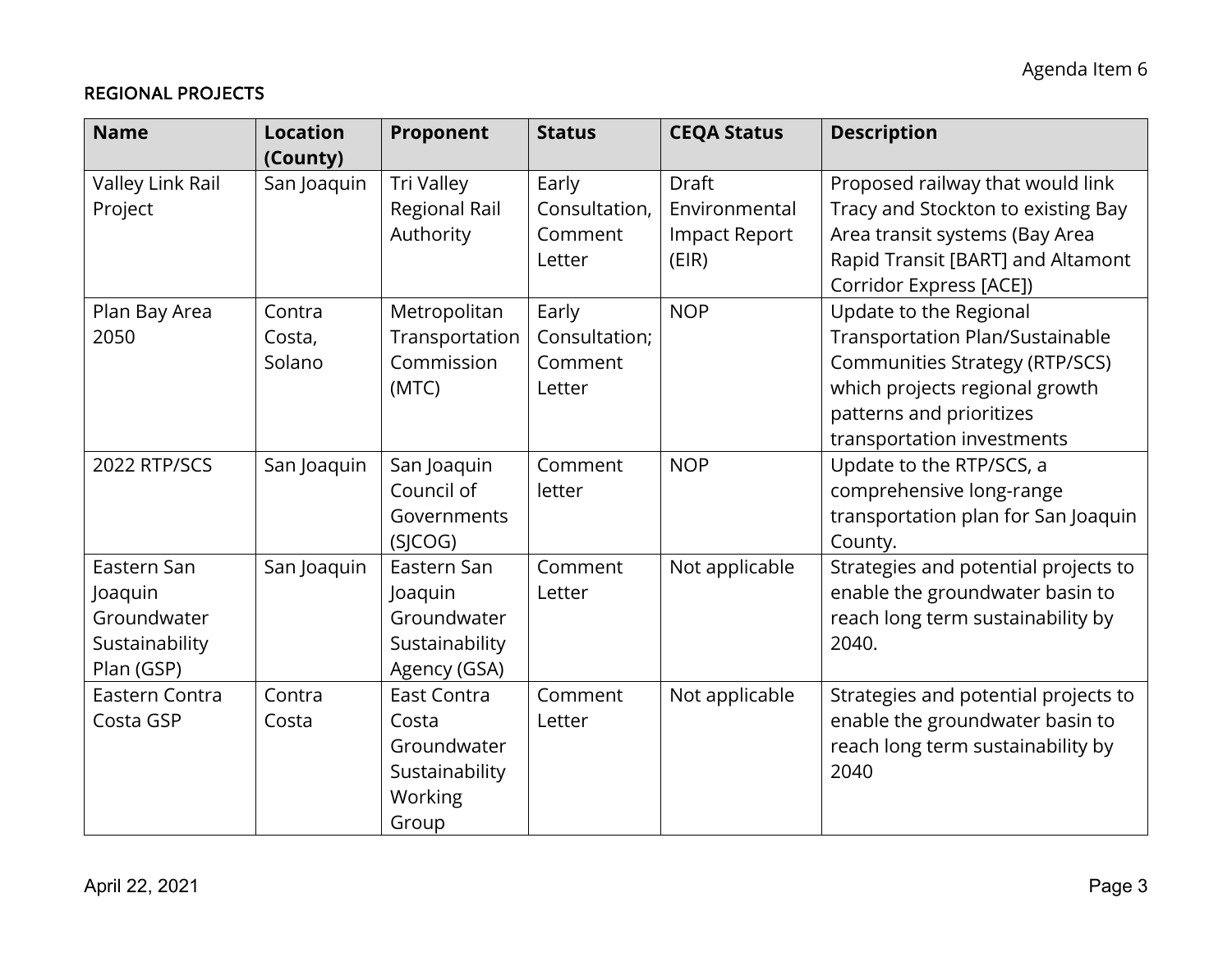## REGIONAL PROJECTS

| Name | Location (County) | Proponent | Status | CEQA Status | Description |
|---|---|---|---|---|---|
| Valley Link Rail Project | San Joaquin | Tri Valley Regional Rail Authority | Early Consultation, Comment Letter | Draft Environmental Impact Report (EIR) | Proposed railway that would link Tracy and Stockton to existing Bay Area transit systems (Bay Area Rapid Transit [BART] and Altamont Corridor Express [ACE]) |
| Plan Bay Area 2050 | Contra Costa, Solano | Metropolitan Transportation Commission (MTC) | Early Consultation; Comment Letter | NOP | Update to the Regional Transportation Plan/Sustainable Communities Strategy (RTP/SCS) which projects regional growth patterns and prioritizes transportation investments |
| 2022 RTP/SCS | San Joaquin | San Joaquin Council of Governments (SJCOG) | Comment letter | NOP | Update to the RTP/SCS, a comprehensive long-range transportation plan for San Joaquin County. |
| Eastern San Joaquin Groundwater Sustainability Plan (GSP) | San Joaquin | Eastern San Joaquin Groundwater Sustainability Agency (GSA) | Comment Letter | Not applicable | Strategies and potential projects to enable the groundwater basin to reach long term sustainability by 2040. |
| Eastern Contra Costa GSP | Contra Costa | East Contra Costa Groundwater Sustainability Working Group | Comment Letter | Not applicable | Strategies and potential projects to enable the groundwater basin to reach long term sustainability by 2040 |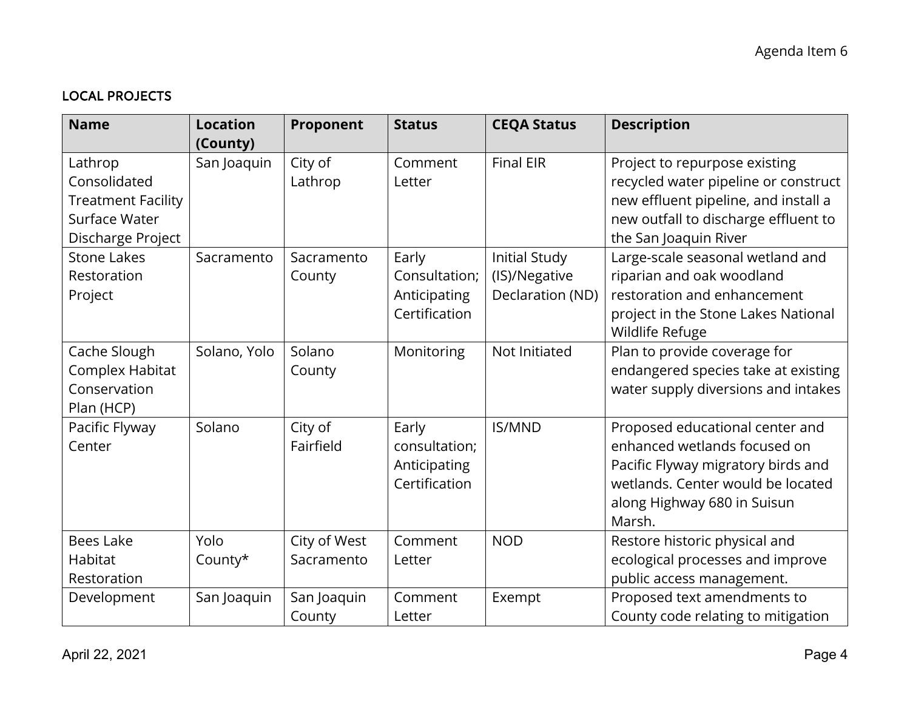### LOCAL PROJECTS

| Name | Location (County) | Proponent | Status | CEQA Status | Description |
|---|---|---|---|---|---|
| Lathrop Consolidated Treatment Facility Surface Water Discharge Project | San Joaquin | City of Lathrop | Comment Letter | Final EIR | Project to repurpose existing recycled water pipeline or construct new effluent pipeline, and install a new outfall to discharge effluent to the San Joaquin River |
| Stone Lakes Restoration Project | Sacramento | Sacramento County | Early Consultation; Anticipating Certification | Initial Study (IS)/Negative Declaration (ND) | Large-scale seasonal wetland and riparian and oak woodland restoration and enhancement project in the Stone Lakes National Wildlife Refuge |
| Cache Slough Complex Habitat Conservation Plan (HCP) | Solano, Yolo | Solano County | Monitoring | Not Initiated | Plan to provide coverage for endangered species take at existing water supply diversions and intakes |
| Pacific Flyway Center | Solano | City of Fairfield | Early consultation; Anticipating Certification | IS/MND | Proposed educational center and enhanced wetlands focused on Pacific Flyway migratory birds and wetlands. Center would be located along Highway 680 in Suisun Marsh. |
| Bees Lake Habitat Restoration | Yolo County* | City of West Sacramento | Comment Letter | NOD | Restore historic physical and ecological processes and improve public access management. |
| Development | San Joaquin | San Joaquin County | Comment Letter | Exempt | Proposed text amendments to County code relating to mitigation |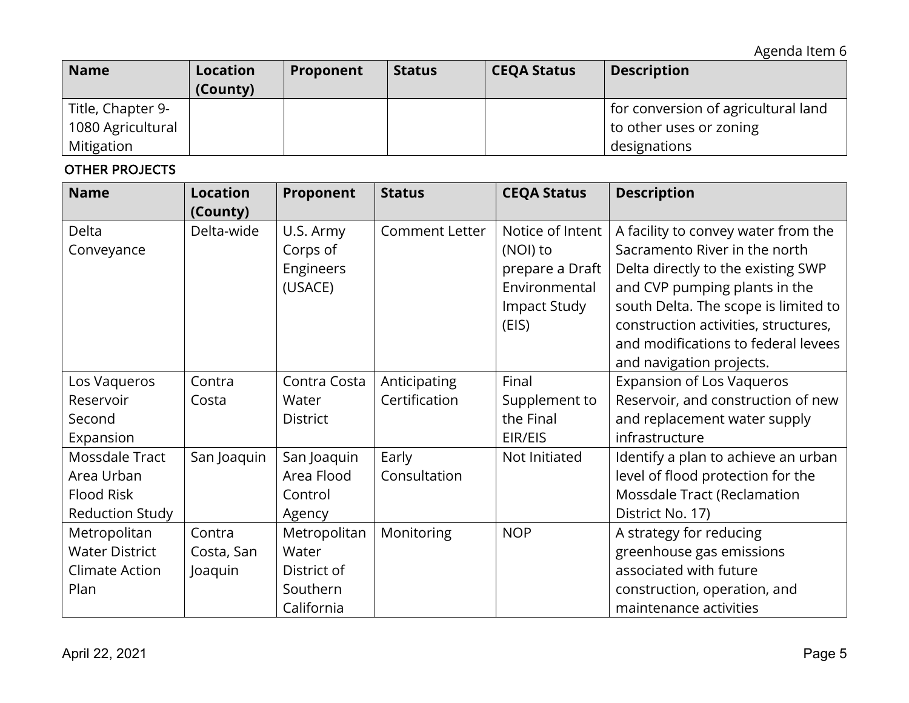| Name | Location (County) | Proponent | Status | CEQA Status | Description |
|---|---|---|---|---|---|
| Title, Chapter 9-1080 Agricultural Mitigation | | | | | for conversion of agricultural land to other uses or zoning designations |

OTHER PROJECTS

| Name | Location (County) | Proponent | Status | CEQA Status | Description |
|---|---|---|---|---|---|
| Delta Conveyance | Delta-wide | U.S. Army Corps of Engineers (USACE) | Comment Letter | Notice of Intent (NOI) to prepare a Draft Environmental Impact Study (EIS) | A facility to convey water from the Sacramento River in the north Delta directly to the existing SWP and CVP pumping plants in the south Delta. The scope is limited to construction activities, structures, and modifications to federal levees and navigation projects. |
| Los Vaqueros Reservoir Second Expansion | Contra Costa | Contra Costa Water District | Anticipating Certification | Final Supplement to the Final EIR/EIS | Expansion of Los Vaqueros Reservoir, and construction of new and replacement water supply infrastructure |
| Mossdale Tract Area Urban Flood Risk Reduction Study | San Joaquin | San Joaquin Area Flood Control Agency | Early Consultation | Not Initiated | Identify a plan to achieve an urban level of flood protection for the Mossdale Tract (Reclamation District No. 17) |
| Metropolitan Water District Climate Action Plan | Contra Costa, San Joaquin | Metropolitan Water District of Southern California | Monitoring | NOP | A strategy for reducing greenhouse gas emissions associated with future construction, operation, and maintenance activities |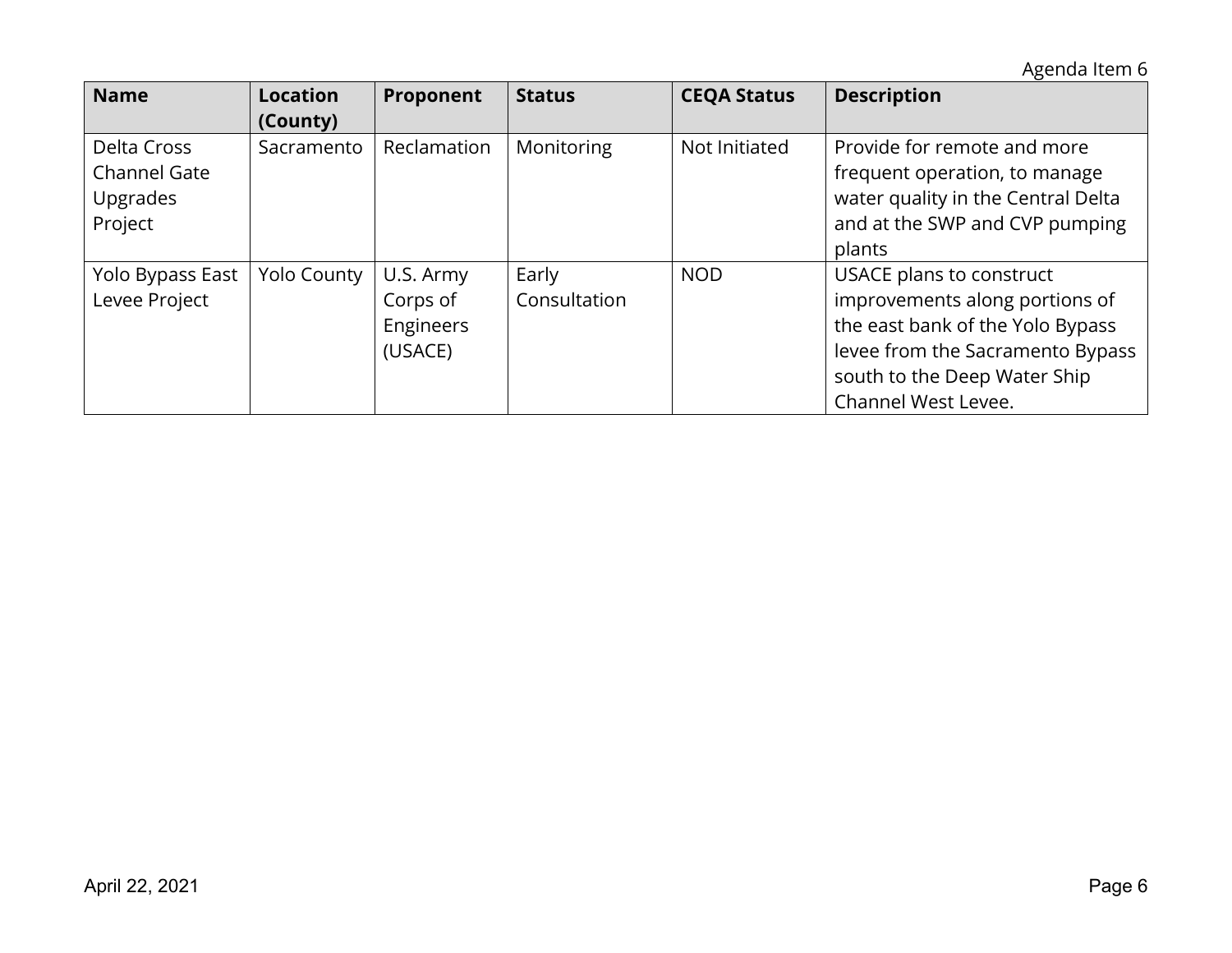| Name | Location (County) | Proponent | Status | CEQA Status | Description |
|---|---|---|---|---|---|
| Delta Cross Channel Gate Upgrades Project | Sacramento | Reclamation | Monitoring | Not Initiated | Provide for remote and more frequent operation, to manage water quality in the Central Delta and at the SWP and CVP pumping plants |
| Yolo Bypass East Levee Project | Yolo County | U.S. Army Corps of Engineers (USACE) | Early Consultation | NOD | USACE plans to construct improvements along portions of the east bank of the Yolo Bypass levee from the Sacramento Bypass south to the Deep Water Ship Channel West Levee. |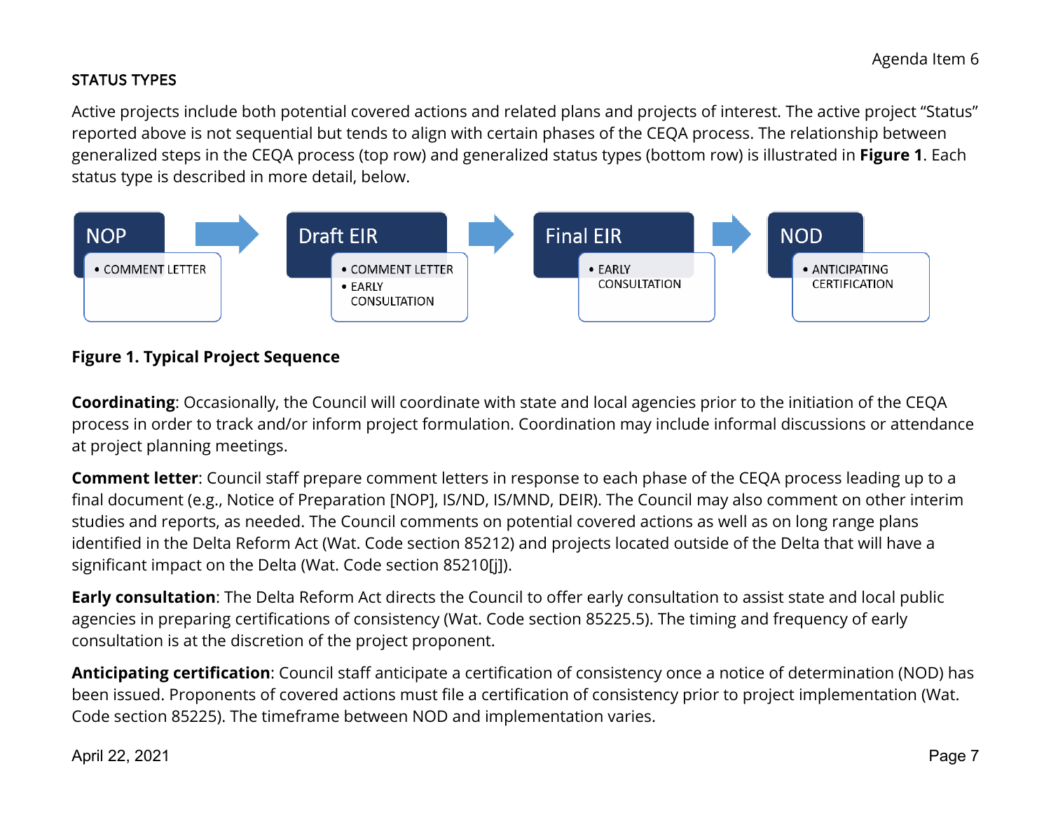## STATUS TYPES

Active projects include both potential covered actions and related plans and projects of interest. The active project "Status" reported above is not sequential but tends to align with certain phases of the CEQA process. The relationship between generalized steps in the CEQA process (top row) and generalized status types (bottom row) is illustrated in **Figure 1**. Each status type is described in more detail, below.

NOP
- COMMENT LETTER

Draft EIR
- COMMENT LETTER
- EARLY CONSULTATION

Final EIR
- EARLY CONSULTATION

NOD
- ANTICIPATING CERTIFICATION

**Figure 1. Typical Project Sequence**

**Coordinating**: Occasionally, the Council will coordinate with state and local agencies prior to the initiation of the CEQA process in order to track and/or inform project formulation. Coordination may include informal discussions or attendance at project planning meetings.

**Comment letter**: Council staff prepare comment letters in response to each phase of the CEQA process leading up to a final document (e.g., Notice of Preparation [NOP], IS/ND, IS/MND, DEIR). The Council may also comment on other interim studies and reports, as needed. The Council comments on potential covered actions as well as on long range plans identified in the Delta Reform Act (Wat. Code section 85212) and projects located outside of the Delta that will have a significant impact on the Delta (Wat. Code section 85210[j]).

**Early consultation**: The Delta Reform Act directs the Council to offer early consultation to assist state and local public agencies in preparing certifications of consistency (Wat. Code section 85225.5). The timing and frequency of early consultation is at the discretion of the project proponent.

**Anticipating certification**: Council staff anticipate a certification of consistency once a notice of determination (NOD) has been issued. Proponents of covered actions must file a certification of consistency prior to project implementation (Wat. Code section 85225). The timeframe between NOD and implementation varies.